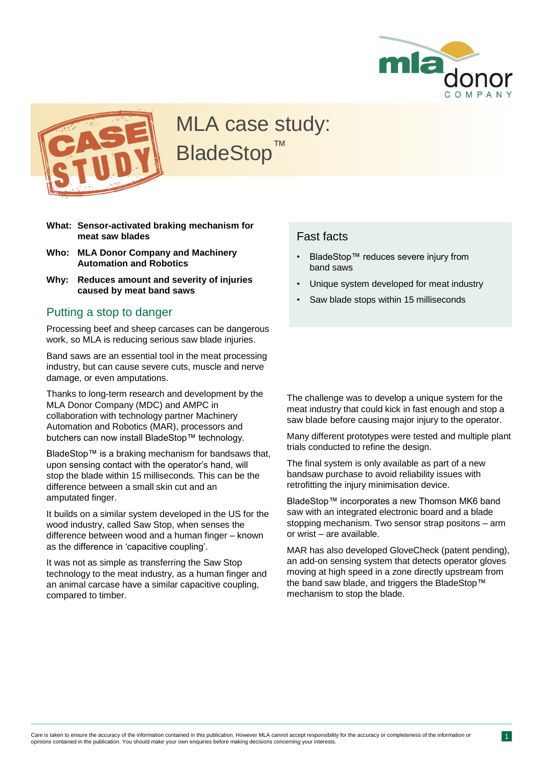# MLA case study: BladeStop™

**What:** **Sensor-activated braking mechanism for meat saw blades**

**Who:** **MLA Donor Company and Machinery Automation and Robotics**

**Why:** **Reduces amount and severity of injuries caused by meat band saws**

## Fast facts

- BladeStop™ reduces severe injury from band saws
- Unique system developed for meat industry
- Saw blade stops within 15 milliseconds

## Putting a stop to danger

Processing beef and sheep carcases can be dangerous work, so MLA is reducing serious saw blade injuries.

Band saws are an essential tool in the meat processing industry, but can cause severe cuts, muscle and nerve damage, or even amputations.

Thanks to long-term research and development by the MLA Donor Company (MDC) and AMPC in collaboration with technology partner Machinery Automation and Robotics (MAR), processors and butchers can now install BladeStop™ technology.

BladeStop™ is a braking mechanism for bandsaws that, upon sensing contact with the operator's hand, will stop the blade within 15 milliseconds. This can be the difference between a small skin cut and an amputated finger.

It builds on a similar system developed in the US for the wood industry, called Saw Stop, when senses the difference between wood and a human finger – known as the difference in 'capacitive coupling'.

It was not as simple as transferring the Saw Stop technology to the meat industry, as a human finger and an animal carcase have a similar capacitive coupling, compared to timber.

The challenge was to develop a unique system for the meat industry that could kick in fast enough and stop a saw blade before causing major injury to the operator.

Many different prototypes were tested and multiple plant trials conducted to refine the design.

The final system is only available as part of a new bandsaw purchase to avoid reliability issues with retrofitting the injury minimisation device.

BladeStop™ incorporates a new Thomson MK6 band saw with an integrated electronic board and a blade stopping mechanism. Two sensor strap positons – arm or wrist – are available.

MAR has also developed GloveCheck (patent pending), an add-on sensing system that detects operator gloves moving at high speed in a zone directly upstream from the band saw blade, and triggers the BladeStop™ mechanism to stop the blade.

Care is taken to ensure the accuracy of the information contained in this publication. However MLA cannot accept responsibility for the accuracy or completeness of the information or opinions contained in the publication. You should make your own enquiries before making decisions concerning your interests.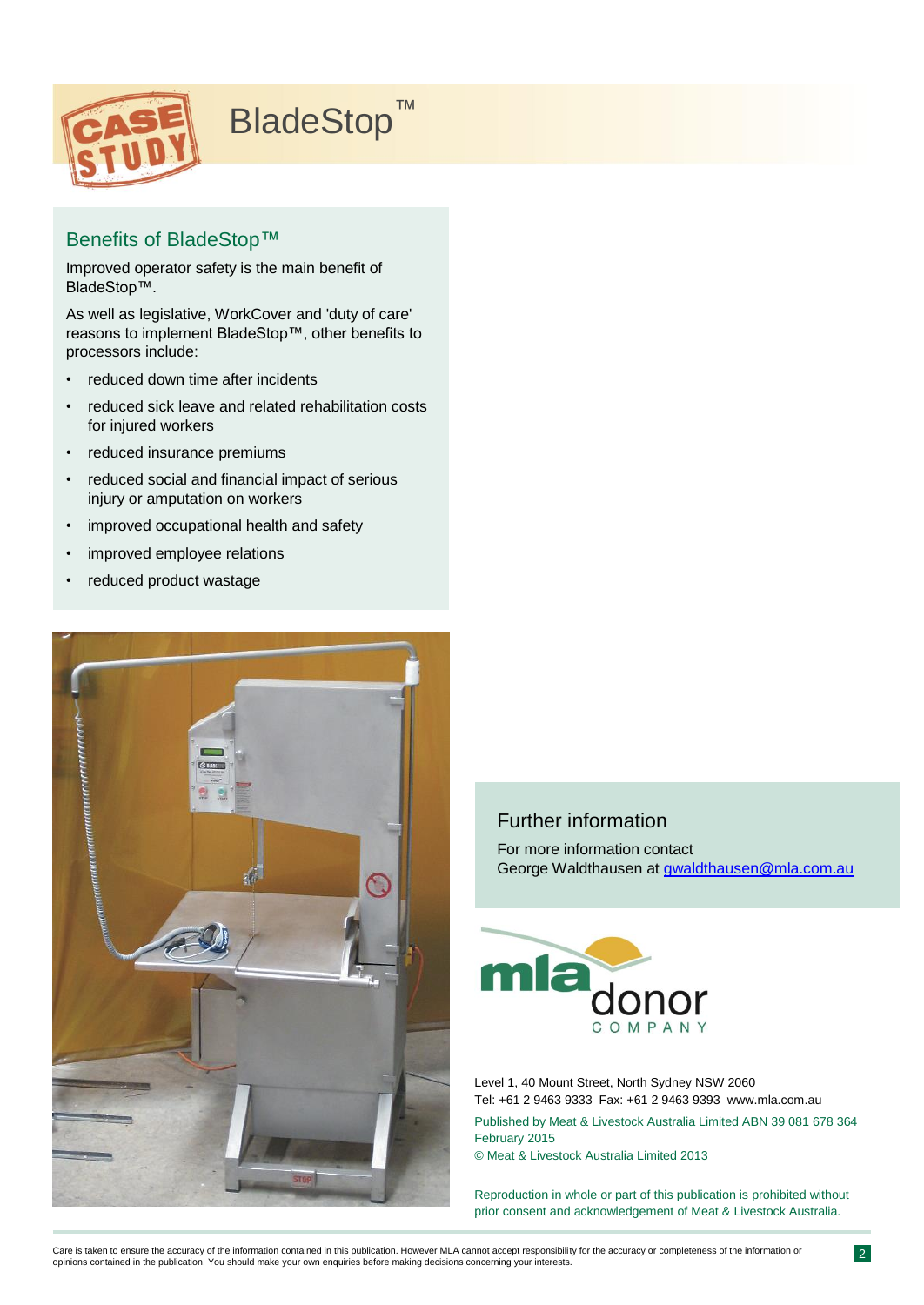# BladeStop™

## Benefits of BladeStop™

Improved operator safety is the main benefit of BladeStop™.

As well as legislative, WorkCover and 'duty of care' reasons to implement BladeStop™, other benefits to processors include:

- reduced down time after incidents
- reduced sick leave and related rehabilitation costs for injured workers
- reduced insurance premiums
- reduced social and financial impact of serious injury or amputation on workers
- improved occupational health and safety
- improved employee relations
- reduced product wastage

## Further information

For more information contact
George Waldthausen at gwaldthausen@mla.com.au

Level 1, 40 Mount Street, North Sydney NSW 2060
Tel: +61 2 9463 9333 Fax: +61 2 9463 9393 www.mla.com.au

Published by Meat & Livestock Australia Limited ABN 39 081 678 364
February 2015
© Meat & Livestock Australia Limited 2013

Reproduction in whole or part of this publication is prohibited without prior consent and acknowledgement of Meat & Livestock Australia.

Care is taken to ensure the accuracy of the information contained in this publication. However MLA cannot accept responsibility for the accuracy or completeness of the information or opinions contained in the publication. You should make your own enquiries before making decisions concerning your interests.